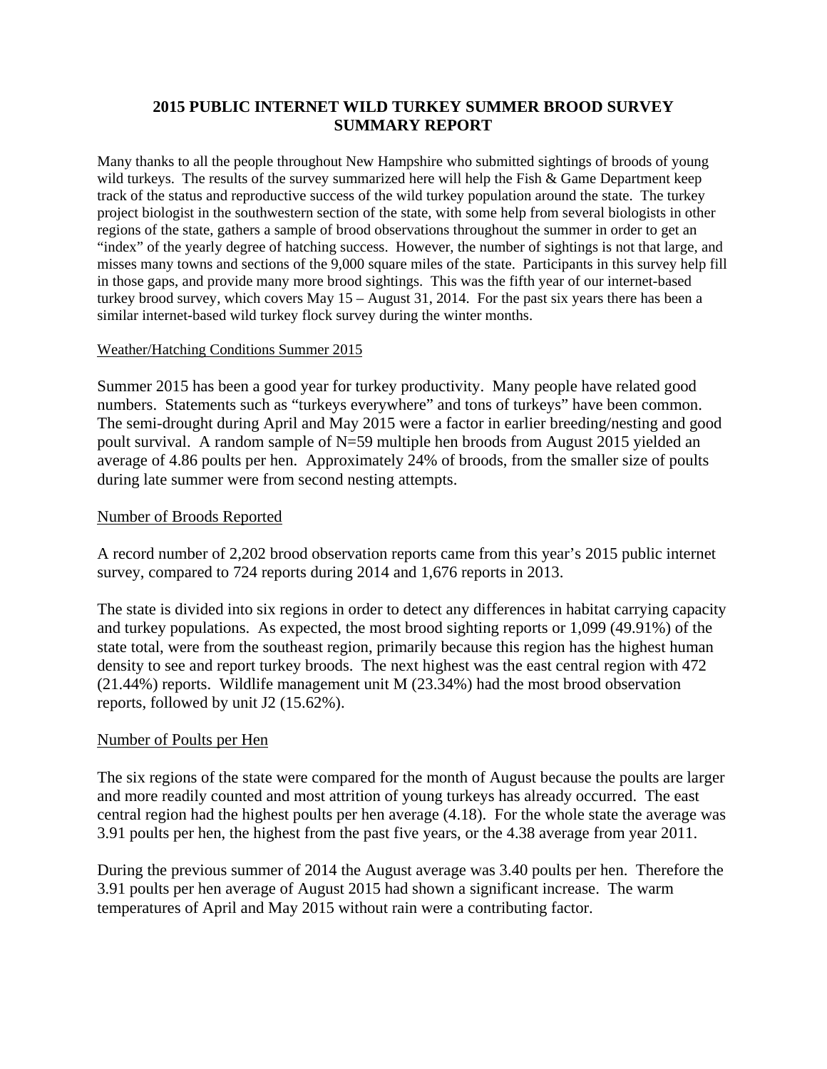# 2015 PUBLIC INTERNET WILD TURKEY SUMMER BROOD SURVEY SUMMARY REPORT

Many thanks to all the people throughout New Hampshire who submitted sightings of broods of young wild turkeys. The results of the survey summarized here will help the Fish & Game Department keep track of the status and reproductive success of the wild turkey population around the state. The turkey project biologist in the southwestern section of the state, with some help from several biologists in other regions of the state, gathers a sample of brood observations throughout the summer in order to get an "index" of the yearly degree of hatching success. However, the number of sightings is not that large, and misses many towns and sections of the 9,000 square miles of the state. Participants in this survey help fill in those gaps, and provide many more brood sightings. This was the fifth year of our internet-based turkey brood survey, which covers May 15 – August 31, 2014. For the past six years there has been a similar internet-based wild turkey flock survey during the winter months.

<u>Weather/Hatching Conditions Summer 2015</u>

Summer 2015 has been a good year for turkey productivity. Many people have related good numbers. Statements such as "turkeys everywhere" and tons of turkeys" have been common. The semi-drought during April and May 2015 were a factor in earlier breeding/nesting and good poult survival. A random sample of N=59 multiple hen broods from August 2015 yielded an average of 4.86 poults per hen. Approximately 24% of broods, from the smaller size of poults during late summer were from second nesting attempts.

<u>Number of Broods Reported</u>

A record number of 2,202 brood observation reports came from this year's 2015 public internet survey, compared to 724 reports during 2014 and 1,676 reports in 2013.

The state is divided into six regions in order to detect any differences in habitat carrying capacity and turkey populations. As expected, the most brood sighting reports or 1,099 (49.91%) of the state total, were from the southeast region, primarily because this region has the highest human density to see and report turkey broods. The next highest was the east central region with 472 (21.44%) reports. Wildlife management unit M (23.34%) had the most brood observation reports, followed by unit J2 (15.62%).

<u>Number of Poults per Hen</u>

The six regions of the state were compared for the month of August because the poults are larger and more readily counted and most attrition of young turkeys has already occurred. The east central region had the highest poults per hen average (4.18). For the whole state the average was 3.91 poults per hen, the highest from the past five years, or the 4.38 average from year 2011.

During the previous summer of 2014 the August average was 3.40 poults per hen. Therefore the 3.91 poults per hen average of August 2015 had shown a significant increase. The warm temperatures of April and May 2015 without rain were a contributing factor.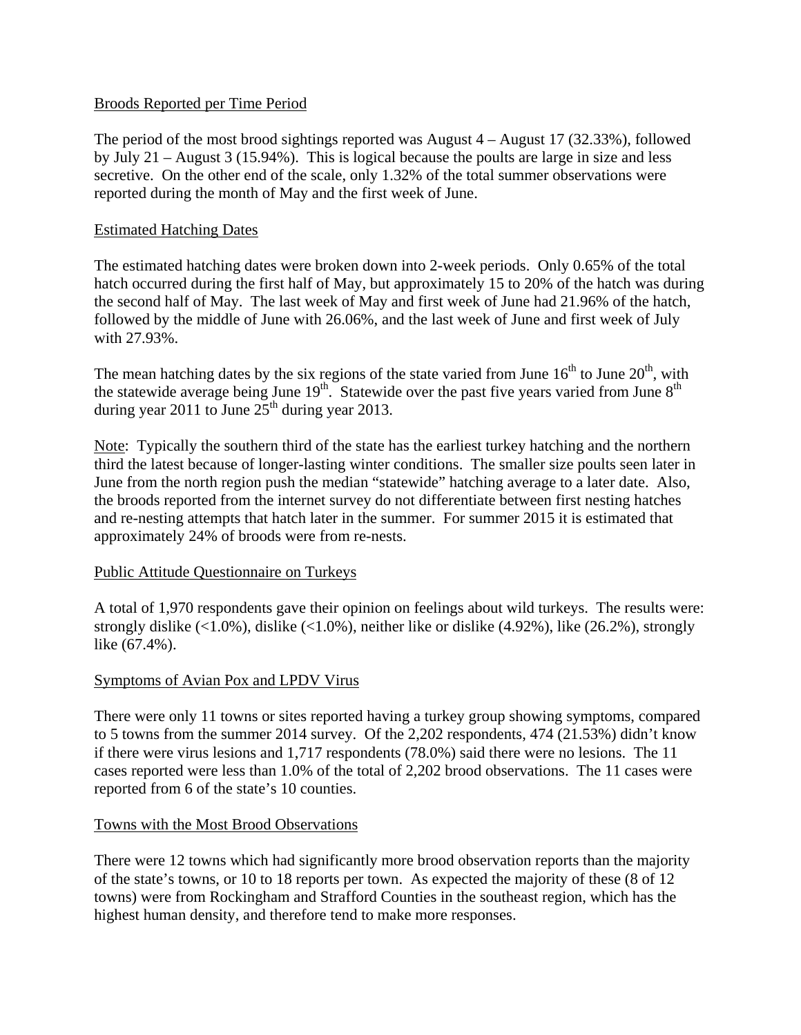## Broods Reported per Time Period

The period of the most brood sightings reported was August 4 – August 17 (32.33%), followed by July 21 – August 3 (15.94%). This is logical because the poults are large in size and less secretive. On the other end of the scale, only 1.32% of the total summer observations were reported during the month of May and the first week of June.

## Estimated Hatching Dates

The estimated hatching dates were broken down into 2-week periods. Only 0.65% of the total hatch occurred during the first half of May, but approximately 15 to 20% of the hatch was during the second half of May. The last week of May and first week of June had 21.96% of the hatch, followed by the middle of June with 26.06%, and the last week of June and first week of July with 27.93%.

The mean hatching dates by the six regions of the state varied from June 16th to June 20th, with the statewide average being June 19th. Statewide over the past five years varied from June 8th during year 2011 to June 25th during year 2013.

Note: Typically the southern third of the state has the earliest turkey hatching and the northern third the latest because of longer-lasting winter conditions. The smaller size poults seen later in June from the north region push the median "statewide" hatching average to a later date. Also, the broods reported from the internet survey do not differentiate between first nesting hatches and re-nesting attempts that hatch later in the summer. For summer 2015 it is estimated that approximately 24% of broods were from re-nests.

## Public Attitude Questionnaire on Turkeys

A total of 1,970 respondents gave their opinion on feelings about wild turkeys. The results were: strongly dislike (<1.0%), dislike (<1.0%), neither like or dislike (4.92%), like (26.2%), strongly like (67.4%).

## Symptoms of Avian Pox and LPDV Virus

There were only 11 towns or sites reported having a turkey group showing symptoms, compared to 5 towns from the summer 2014 survey. Of the 2,202 respondents, 474 (21.53%) didn't know if there were virus lesions and 1,717 respondents (78.0%) said there were no lesions. The 11 cases reported were less than 1.0% of the total of 2,202 brood observations. The 11 cases were reported from 6 of the state's 10 counties.

## Towns with the Most Brood Observations

There were 12 towns which had significantly more brood observation reports than the majority of the state's towns, or 10 to 18 reports per town. As expected the majority of these (8 of 12 towns) were from Rockingham and Strafford Counties in the southeast region, which has the highest human density, and therefore tend to make more responses.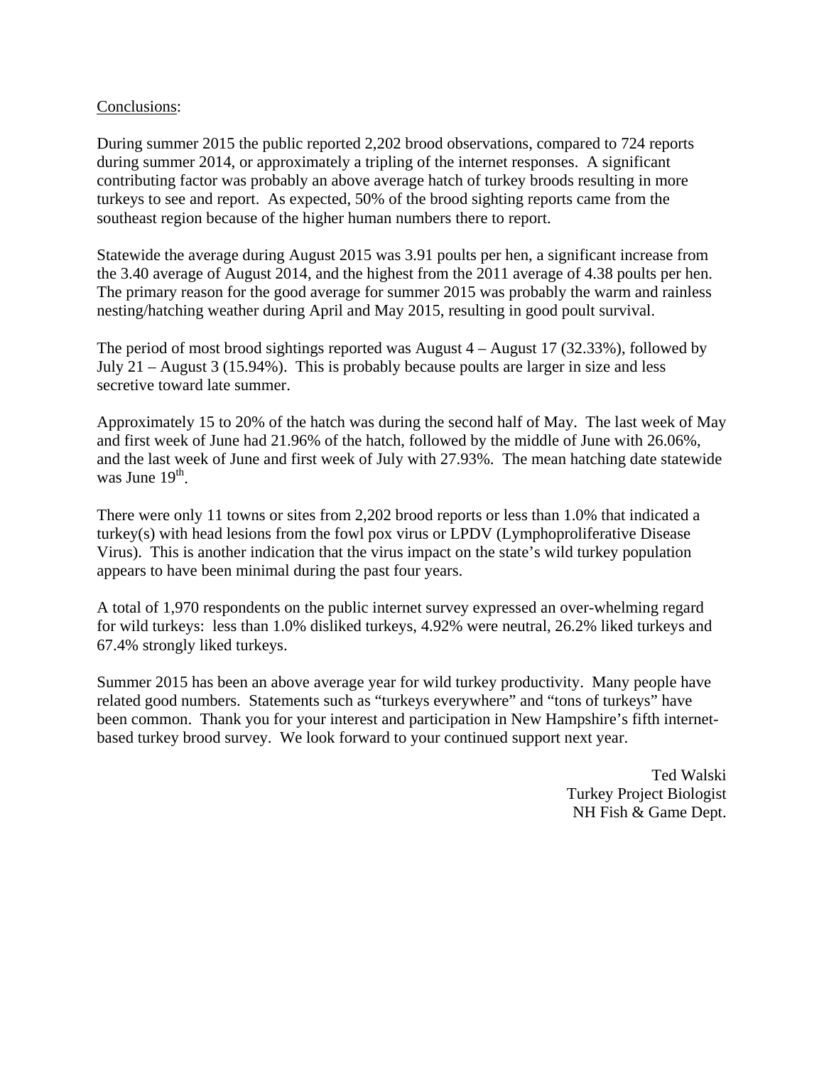Conclusions:

During summer 2015 the public reported 2,202 brood observations, compared to 724 reports during summer 2014, or approximately a tripling of the internet responses. A significant contributing factor was probably an above average hatch of turkey broods resulting in more turkeys to see and report. As expected, 50% of the brood sighting reports came from the southeast region because of the higher human numbers there to report.

Statewide the average during August 2015 was 3.91 poults per hen, a significant increase from the 3.40 average of August 2014, and the highest from the 2011 average of 4.38 poults per hen. The primary reason for the good average for summer 2015 was probably the warm and rainless nesting/hatching weather during April and May 2015, resulting in good poult survival.

The period of most brood sightings reported was August 4 – August 17 (32.33%), followed by July 21 – August 3 (15.94%). This is probably because poults are larger in size and less secretive toward late summer.

Approximately 15 to 20% of the hatch was during the second half of May. The last week of May and first week of June had 21.96% of the hatch, followed by the middle of June with 26.06%, and the last week of June and first week of July with 27.93%. The mean hatching date statewide was June 19th.

There were only 11 towns or sites from 2,202 brood reports or less than 1.0% that indicated a turkey(s) with head lesions from the fowl pox virus or LPDV (Lymphoproliferative Disease Virus). This is another indication that the virus impact on the state's wild turkey population appears to have been minimal during the past four years.

A total of 1,970 respondents on the public internet survey expressed an over-whelming regard for wild turkeys: less than 1.0% disliked turkeys, 4.92% were neutral, 26.2% liked turkeys and 67.4% strongly liked turkeys.

Summer 2015 has been an above average year for wild turkey productivity. Many people have related good numbers. Statements such as "turkeys everywhere" and "tons of turkeys" have been common. Thank you for your interest and participation in New Hampshire's fifth internet-based turkey brood survey. We look forward to your continued support next year.

Ted Walski
Turkey Project Biologist
NH Fish & Game Dept.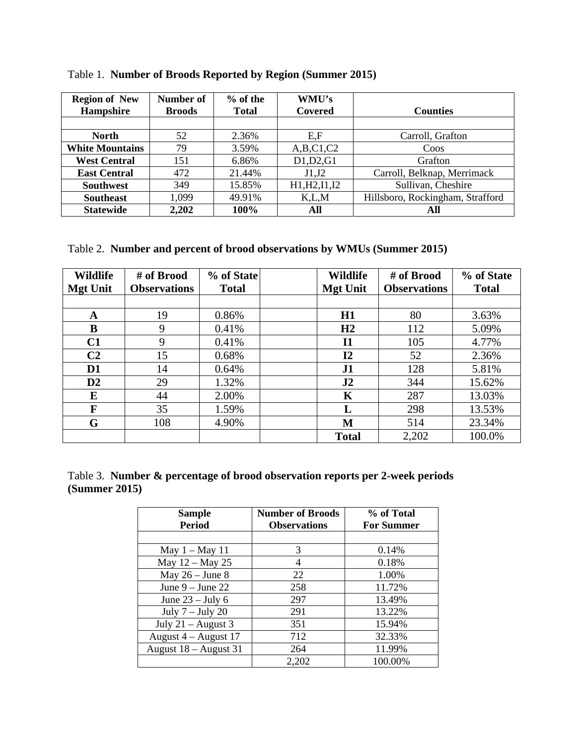Table 1. **Number of Broods Reported by Region (Summer 2015)**

| Region of New Hampshire | Number of Broods | % of the Total | WMU's Covered | Counties |
|---|---|---|---|---|
| | | | | |
| **North** | 52 | 2.36% | E,F | Carroll, Grafton |
| **White Mountains** | 79 | 3.59% | A,B,C1,C2 | Coos |
| **West Central** | 151 | 6.86% | D1,D2,G1 | Grafton |
| **East Central** | 472 | 21.44% | J1,J2 | Carroll, Belknap, Merrimack |
| **Southwest** | 349 | 15.85% | H1,H2,I1,I2 | Sullivan, Cheshire |
| **Southeast** | 1,099 | 49.91% | K,L,M | Hillsboro, Rockingham, Strafford |
| **Statewide** | **2,202** | **100%** | **All** | **All** |

Table 2. **Number and percent of brood observations by WMUs (Summer 2015)**

| Wildlife Mgt Unit | # of Brood Observations | % of State Total | | Wildlife Mgt Unit | # of Brood Observations | % of State Total |
|---|---|---|---|---|---|---|
| | | | | | | |
| **A** | 19 | 0.86% | | **H1** | 80 | 3.63% |
| **B** | 9 | 0.41% | | **H2** | 112 | 5.09% |
| **C1** | 9 | 0.41% | | **I1** | 105 | 4.77% |
| **C2** | 15 | 0.68% | | **I2** | 52 | 2.36% |
| **D1** | 14 | 0.64% | | **J1** | 128 | 5.81% |
| **D2** | 29 | 1.32% | | **J2** | 344 | 15.62% |
| **E** | 44 | 2.00% | | **K** | 287 | 13.03% |
| **F** | 35 | 1.59% | | **L** | 298 | 13.53% |
| **G** | 108 | 4.90% | | **M** | 514 | 23.34% |
| | | | | **Total** | 2,202 | 100.0% |

Table 3. **Number & percentage of brood observation reports per 2-week periods (Summer 2015)**

| Sample Period | Number of Broods Observations | % of Total For Summer |
|---|---|---|
| | | |
| May 1 – May 11 | 3 | 0.14% |
| May 12 – May 25 | 4 | 0.18% |
| May 26 – June 8 | 22 | 1.00% |
| June 9 – June 22 | 258 | 11.72% |
| June 23 – July 6 | 297 | 13.49% |
| July 7 – July 20 | 291 | 13.22% |
| July 21 – August 3 | 351 | 15.94% |
| August 4 – August 17 | 712 | 32.33% |
| August 18 – August 31 | 264 | 11.99% |
| | 2,202 | 100.00% |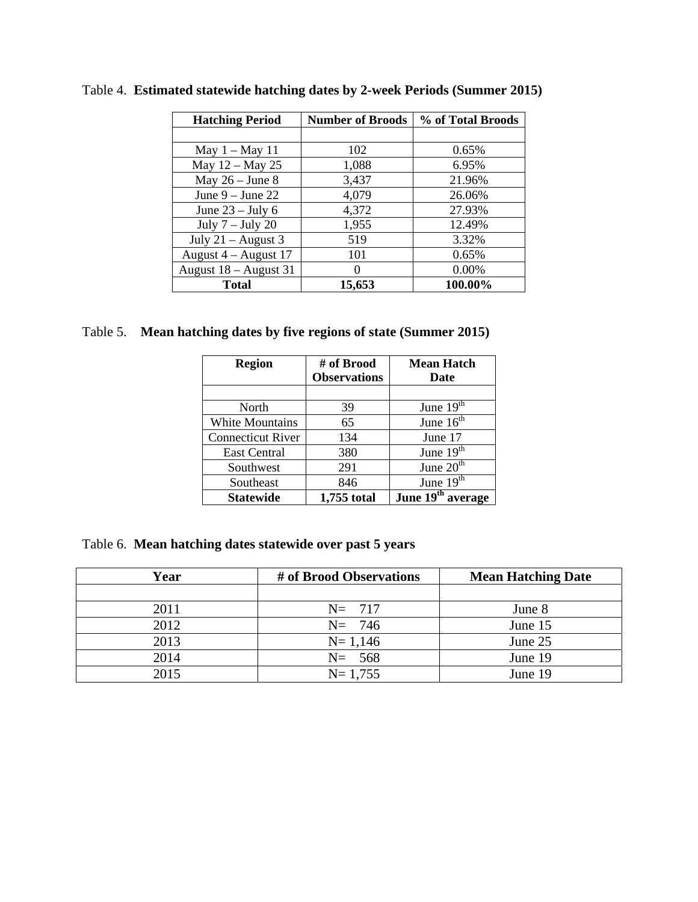Table 4. **Estimated statewide hatching dates by 2-week Periods (Summer 2015)**

| Hatching Period | Number of Broods | % of Total Broods |
|---|---|---|
| | | |
| May 1 – May 11 | 102 | 0.65% |
| May 12 – May 25 | 1,088 | 6.95% |
| May 26 – June 8 | 3,437 | 21.96% |
| June 9 – June 22 | 4,079 | 26.06% |
| June 23 – July 6 | 4,372 | 27.93% |
| July 7 – July 20 | 1,955 | 12.49% |
| July 21 – August 3 | 519 | 3.32% |
| August 4 – August 17 | 101 | 0.65% |
| August 18 – August 31 | 0 | 0.00% |
| **Total** | **15,653** | **100.00%** |

Table 5. **Mean hatching dates by five regions of state (Summer 2015)**

| Region | # of Brood Observations | Mean Hatch Date |
|---|---|---|
| | | |
| North | 39 | June 19th |
| White Mountains | 65 | June 16th |
| Connecticut River | 134 | June 17 |
| East Central | 380 | June 19th |
| Southwest | 291 | June 20th |
| Southeast | 846 | June 19th |
| **Statewide** | **1,755 total** | **June 19th average** |

Table 6. **Mean hatching dates statewide over past 5 years**

| Year | # of Brood Observations | Mean Hatching Date |
|---|---|---|
| | | |
| 2011 | N= 717 | June 8 |
| 2012 | N= 746 | June 15 |
| 2013 | N= 1,146 | June 25 |
| 2014 | N= 568 | June 19 |
| 2015 | N= 1,755 | June 19 |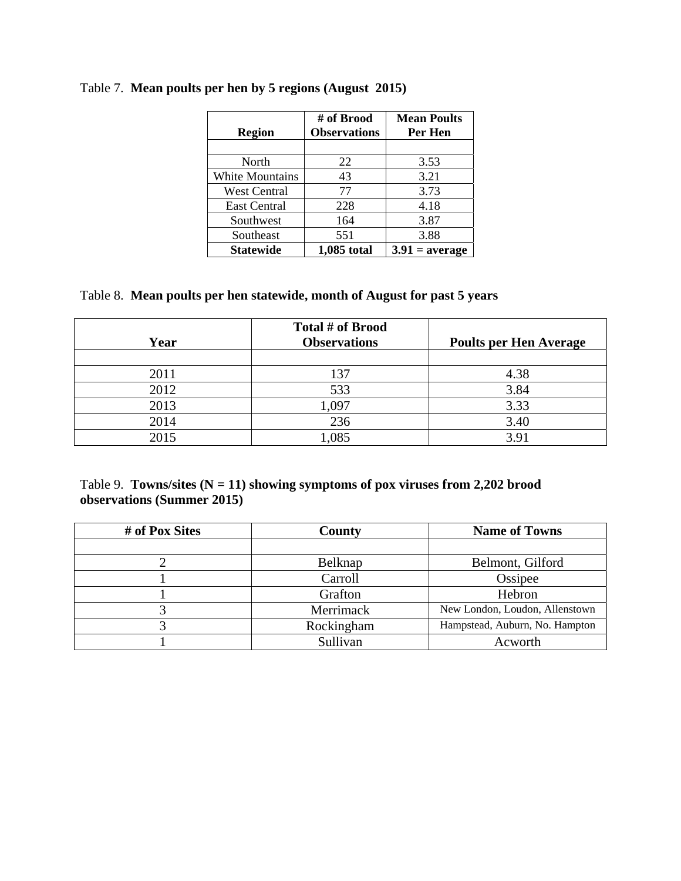Table 7. **Mean poults per hen by 5 regions (August 2015)**

| Region | # of Brood Observations | Mean Poults Per Hen |
|---|---|---|
| | | |
| North | 22 | 3.53 |
| White Mountains | 43 | 3.21 |
| West Central | 77 | 3.73 |
| East Central | 228 | 4.18 |
| Southwest | 164 | 3.87 |
| Southeast | 551 | 3.88 |
| **Statewide** | **1,085 total** | **3.91 = average** |

Table 8. **Mean poults per hen statewide, month of August for past 5 years**

| Year | Total # of Brood Observations | Poults per Hen Average |
|---|---|---|
| | | |
| 2011 | 137 | 4.38 |
| 2012 | 533 | 3.84 |
| 2013 | 1,097 | 3.33 |
| 2014 | 236 | 3.40 |
| 2015 | 1,085 | 3.91 |

Table 9. **Towns/sites (N = 11) showing symptoms of pox viruses from 2,202 brood observations (Summer 2015)**

| # of Pox Sites | County | Name of Towns |
|---|---|---|
| | | |
| 2 | Belknap | Belmont, Gilford |
| 1 | Carroll | Ossipee |
| 1 | Grafton | Hebron |
| 3 | Merrimack | New London, Loudon, Allenstown |
| 3 | Rockingham | Hampstead, Auburn, No. Hampton |
| 1 | Sullivan | Acworth |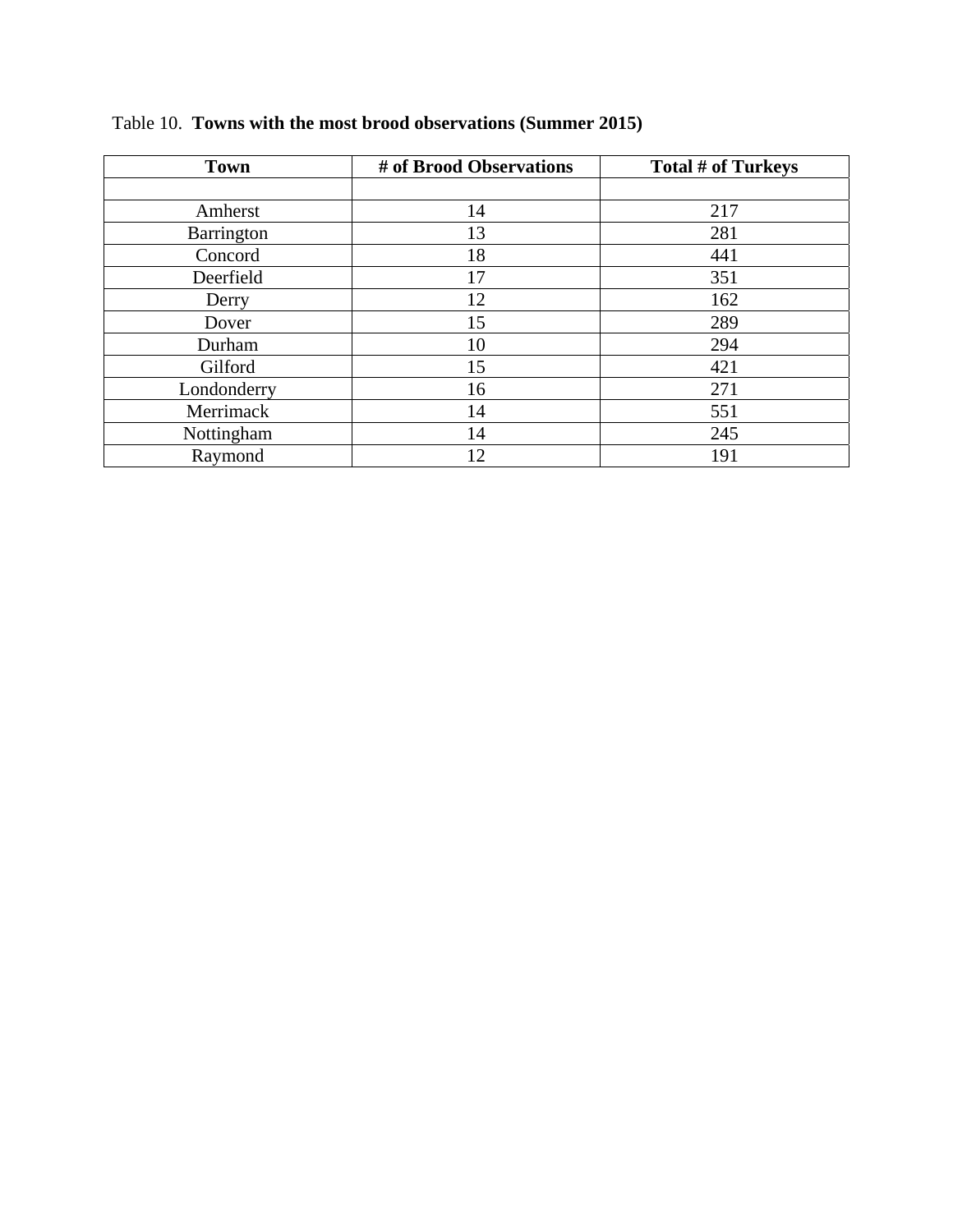Table 10. **Towns with the most brood observations (Summer 2015)**

| Town | # of Brood Observations | Total # of Turkeys |
|---|---|---|
| | | |
| Amherst | 14 | 217 |
| Barrington | 13 | 281 |
| Concord | 18 | 441 |
| Deerfield | 17 | 351 |
| Derry | 12 | 162 |
| Dover | 15 | 289 |
| Durham | 10 | 294 |
| Gilford | 15 | 421 |
| Londonderry | 16 | 271 |
| Merrimack | 14 | 551 |
| Nottingham | 14 | 245 |
| Raymond | 12 | 191 |